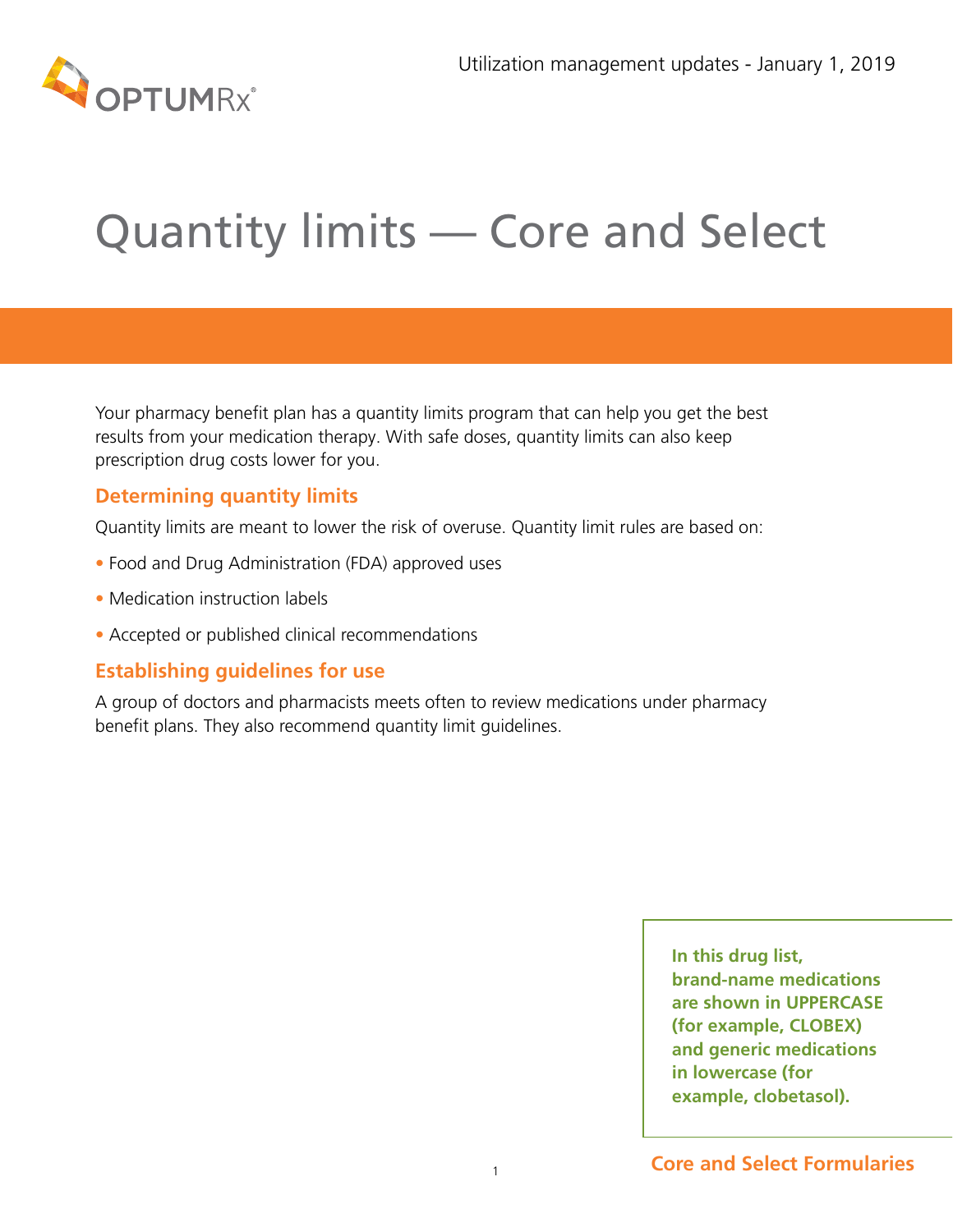Utilization management updates - January 1, 2019

# Quantity limits — Core and Select

Your pharmacy benefit plan has a quantity limits program that can help you get the best results from your medication therapy. With safe doses, quantity limits can also keep prescription drug costs lower for you.

## Determining quantity limits

Quantity limits are meant to lower the risk of overuse. Quantity limit rules are based on:

- Food and Drug Administration (FDA) approved uses
- Medication instruction labels
- Accepted or published clinical recommendations

## Establishing guidelines for use

A group of doctors and pharmacists meets often to review medications under pharmacy benefit plans. They also recommend quantity limit guidelines.

**In this drug list, brand-name medications are shown in UPPERCASE (for example, CLOBEX) and generic medications in lowercase (for example, clobetasol).**

Core and Select Formularies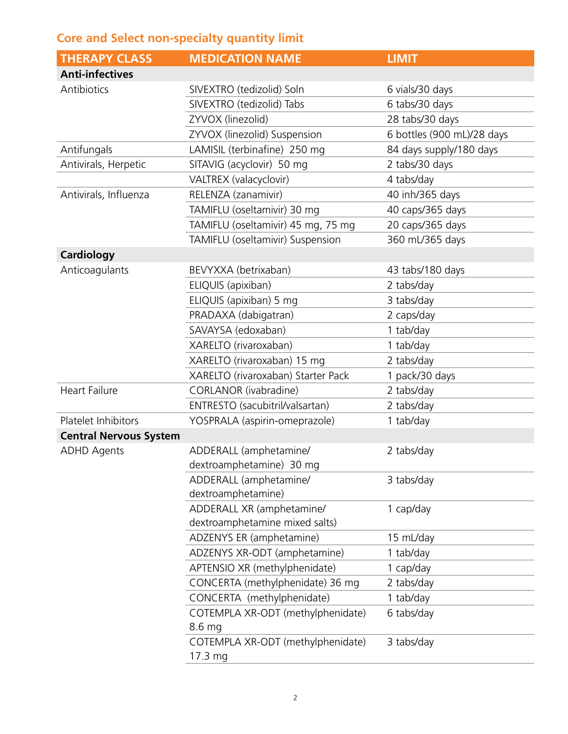## Core and Select non-specialty quantity limit

| THERAPY CLASS | MEDICATION NAME | LIMIT |
|---|---|---|
| **Anti-infectives** | | |
| Antibiotics | SIVEXTRO (tedizolid) Soln | 6 vials/30 days |
| | SIVEXTRO (tedizolid) Tabs | 6 tabs/30 days |
| | ZYVOX (linezolid) | 28 tabs/30 days |
| | ZYVOX (linezolid) Suspension | 6 bottles (900 mL)/28 days |
| Antifungals | LAMISIL (terbinafine) 250 mg | 84 days supply/180 days |
| Antivirals, Herpetic | SITAVIG (acyclovir) 50 mg | 2 tabs/30 days |
| | VALTREX (valacyclovir) | 4 tabs/day |
| Antivirals, Influenza | RELENZA (zanamivir) | 40 inh/365 days |
| | TAMIFLU (oseltamivir) 30 mg | 40 caps/365 days |
| | TAMIFLU (oseltamivir) 45 mg, 75 mg | 20 caps/365 days |
| | TAMIFLU (oseltamivir) Suspension | 360 mL/365 days |
| **Cardiology** | | |
| Anticoagulants | BEVYXXA (betrixaban) | 43 tabs/180 days |
| | ELIQUIS (apixiban) | 2 tabs/day |
| | ELIQUIS (apixiban) 5 mg | 3 tabs/day |
| | PRADAXA (dabigatran) | 2 caps/day |
| | SAVAYSA (edoxaban) | 1 tab/day |
| | XARELTO (rivaroxaban) | 1 tab/day |
| | XARELTO (rivaroxaban) 15 mg | 2 tabs/day |
| | XARELTO (rivaroxaban) Starter Pack | 1 pack/30 days |
| Heart Failure | CORLANOR (ivabradine) | 2 tabs/day |
| | ENTRESTO (sacubitril/valsartan) | 2 tabs/day |
| Platelet Inhibitors | YOSPRALA (aspirin-omeprazole) | 1 tab/day |
| **Central Nervous System** | | |
| ADHD Agents | ADDERALL (amphetamine/ dextroamphetamine) 30 mg | 2 tabs/day |
| | ADDERALL (amphetamine/ dextroamphetamine) | 3 tabs/day |
| | ADDERALL XR (amphetamine/ dextroamphetamine mixed salts) | 1 cap/day |
| | ADZENYS ER (amphetamine) | 15 mL/day |
| | ADZENYS XR-ODT (amphetamine) | 1 tab/day |
| | APTENSIO XR (methylphenidate) | 1 cap/day |
| | CONCERTA (methylphenidate) 36 mg | 2 tabs/day |
| | CONCERTA (methylphenidate) | 1 tab/day |
| | COTEMPLA XR-ODT (methylphenidate) 8.6 mg | 6 tabs/day |
| | COTEMPLA XR-ODT (methylphenidate) 17.3 mg | 3 tabs/day |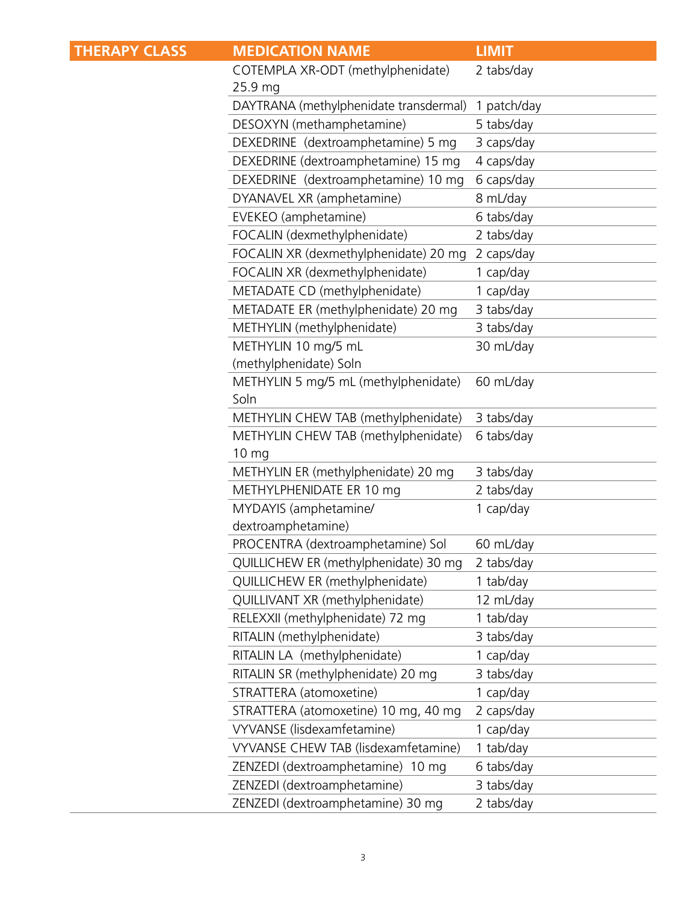| THERAPY CLASS | MEDICATION NAME | LIMIT |
|---|---|---|
| | COTEMPLA XR-ODT (methylphenidate) 25.9 mg | 2 tabs/day |
| | DAYTRANA (methylphenidate transdermal) | 1 patch/day |
| | DESOXYN (methamphetamine) | 5 tabs/day |
| | DEXEDRINE (dextroamphetamine) 5 mg | 3 caps/day |
| | DEXEDRINE (dextroamphetamine) 15 mg | 4 caps/day |
| | DEXEDRINE (dextroamphetamine) 10 mg | 6 caps/day |
| | DYANAVEL XR (amphetamine) | 8 mL/day |
| | EVEKEO (amphetamine) | 6 tabs/day |
| | FOCALIN (dexmethylphenidate) | 2 tabs/day |
| | FOCALIN XR (dexmethylphenidate) 20 mg | 2 caps/day |
| | FOCALIN XR (dexmethylphenidate) | 1 cap/day |
| | METADATE CD (methylphenidate) | 1 cap/day |
| | METADATE ER (methylphenidate) 20 mg | 3 tabs/day |
| | METHYLIN (methylphenidate) | 3 tabs/day |
| | METHYLIN 10 mg/5 mL (methylphenidate) Soln | 30 mL/day |
| | METHYLIN 5 mg/5 mL (methylphenidate) Soln | 60 mL/day |
| | METHYLIN CHEW TAB (methylphenidate) | 3 tabs/day |
| | METHYLIN CHEW TAB (methylphenidate) 10 mg | 6 tabs/day |
| | METHYLIN ER (methylphenidate) 20 mg | 3 tabs/day |
| | METHYLPHENIDATE ER 10 mg | 2 tabs/day |
| | MYDAYIS (amphetamine/ dextroamphetamine) | 1 cap/day |
| | PROCENTRA (dextroamphetamine) Sol | 60 mL/day |
| | QUILLICHEW ER (methylphenidate) 30 mg | 2 tabs/day |
| | QUILLICHEW ER (methylphenidate) | 1 tab/day |
| | QUILLIVANT XR (methylphenidate) | 12 mL/day |
| | RELEXXII (methylphenidate) 72 mg | 1 tab/day |
| | RITALIN (methylphenidate) | 3 tabs/day |
| | RITALIN LA (methylphenidate) | 1 cap/day |
| | RITALIN SR (methylphenidate) 20 mg | 3 tabs/day |
| | STRATTERA (atomoxetine) | 1 cap/day |
| | STRATTERA (atomoxetine) 10 mg, 40 mg | 2 caps/day |
| | VYVANSE (lisdexamfetamine) | 1 cap/day |
| | VYVANSE CHEW TAB (lisdexamfetamine) | 1 tab/day |
| | ZENZEDI (dextroamphetamine) 10 mg | 6 tabs/day |
| | ZENZEDI (dextroamphetamine) | 3 tabs/day |
| | ZENZEDI (dextroamphetamine) 30 mg | 2 tabs/day |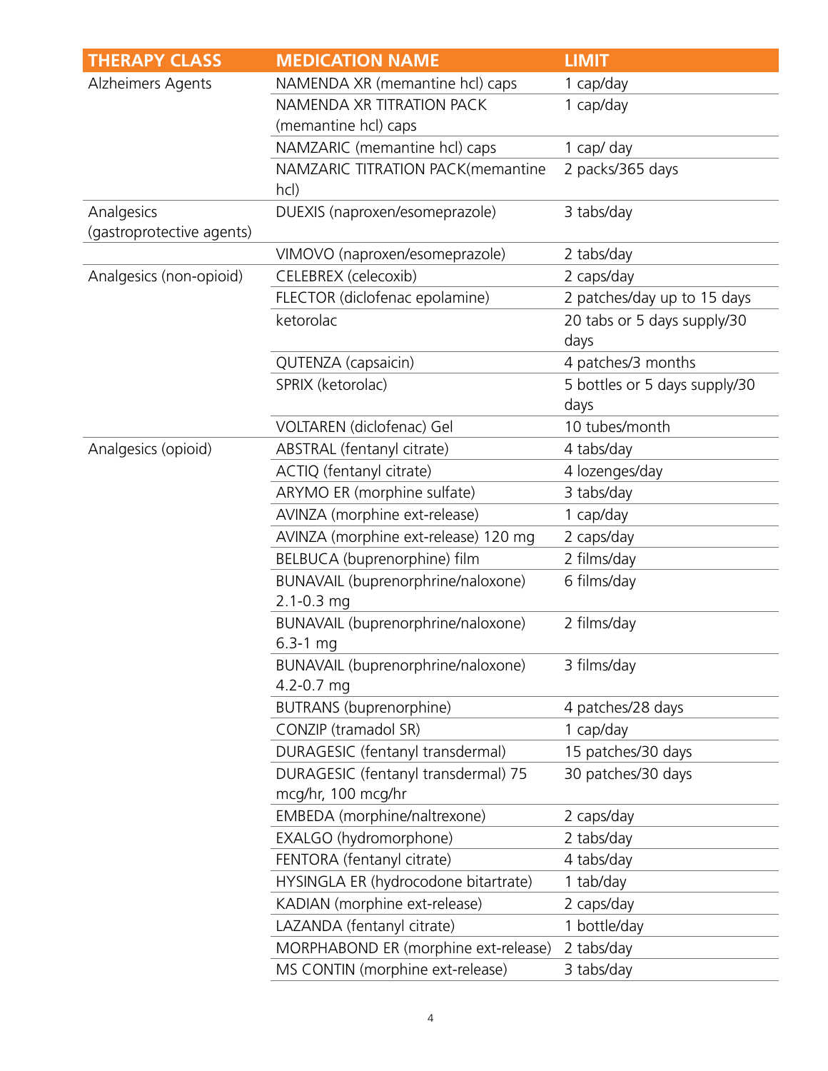| THERAPY CLASS | MEDICATION NAME | LIMIT |
|---|---|---|
| Alzheimers Agents | NAMENDA XR (memantine hcl) caps | 1 cap/day |
| | NAMENDA XR TITRATION PACK (memantine hcl) caps | 1 cap/day |
| | NAMZARIC (memantine hcl) caps | 1 cap/ day |
| | NAMZARIC TITRATION PACK(memantine hcl) | 2 packs/365 days |
| Analgesics (gastroprotective agents) | DUEXIS (naproxen/esomeprazole) | 3 tabs/day |
| | VIMOVO (naproxen/esomeprazole) | 2 tabs/day |
| Analgesics (non-opioid) | CELEBREX (celecoxib) | 2 caps/day |
| | FLECTOR (diclofenac epolamine) | 2 patches/day up to 15 days |
| | ketorolac | 20 tabs or 5 days supply/30 days |
| | QUTENZA (capsaicin) | 4 patches/3 months |
| | SPRIX (ketorolac) | 5 bottles or 5 days supply/30 days |
| | VOLTAREN (diclofenac) Gel | 10 tubes/month |
| Analgesics (opioid) | ABSTRAL (fentanyl citrate) | 4 tabs/day |
| | ACTIQ (fentanyl citrate) | 4 lozenges/day |
| | ARYMO ER (morphine sulfate) | 3 tabs/day |
| | AVINZA (morphine ext-release) | 1 cap/day |
| | AVINZA (morphine ext-release) 120 mg | 2 caps/day |
| | BELBUCA (buprenorphine) film | 2 films/day |
| | BUNAVAIL (buprenorphrine/naloxone) 2.1-0.3 mg | 6 films/day |
| | BUNAVAIL (buprenorphrine/naloxone) 6.3-1 mg | 2 films/day |
| | BUNAVAIL (buprenorphrine/naloxone) 4.2-0.7 mg | 3 films/day |
| | BUTRANS (buprenorphine) | 4 patches/28 days |
| | CONZIP (tramadol SR) | 1 cap/day |
| | DURAGESIC (fentanyl transdermal) | 15 patches/30 days |
| | DURAGESIC (fentanyl transdermal) 75 mcg/hr, 100 mcg/hr | 30 patches/30 days |
| | EMBEDA (morphine/naltrexone) | 2 caps/day |
| | EXALGO (hydromorphone) | 2 tabs/day |
| | FENTORA (fentanyl citrate) | 4 tabs/day |
| | HYSINGLA ER (hydrocodone bitartrate) | 1 tab/day |
| | KADIAN (morphine ext-release) | 2 caps/day |
| | LAZANDA (fentanyl citrate) | 1 bottle/day |
| | MORPHABOND ER (morphine ext-release) | 2 tabs/day |
| | MS CONTIN (morphine ext-release) | 3 tabs/day |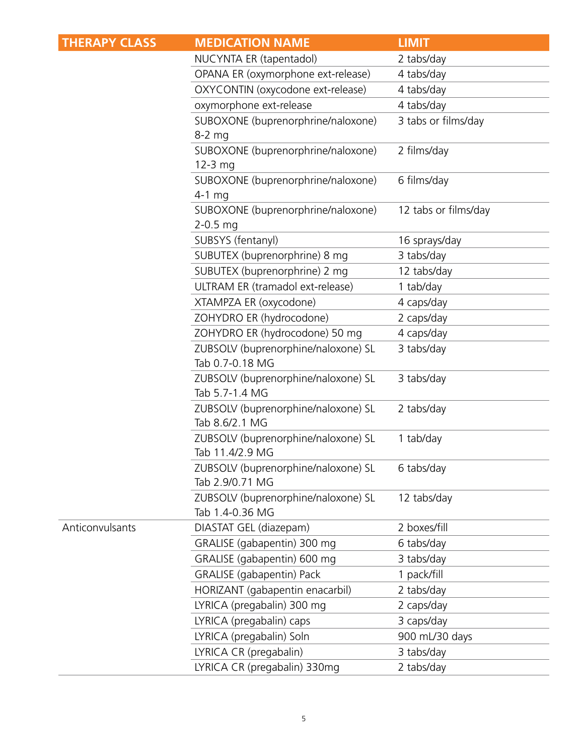| THERAPY CLASS | MEDICATION NAME | LIMIT |
| --- | --- | --- |
| | NUCYNTA ER (tapentadol) | 2 tabs/day |
| | OPANA ER (oxymorphone ext-release) | 4 tabs/day |
| | OXYCONTIN (oxycodone ext-release) | 4 tabs/day |
| | oxymorphone ext-release | 4 tabs/day |
| | SUBOXONE (buprenorphine/naloxone) 8-2 mg | 3 tabs or films/day |
| | SUBOXONE (buprenorphine/naloxone) 12-3 mg | 2 films/day |
| | SUBOXONE (buprenorphine/naloxone) 4-1 mg | 6 films/day |
| | SUBOXONE (buprenorphine/naloxone) 2-0.5 mg | 12 tabs or films/day |
| | SUBSYS (fentanyl) | 16 sprays/day |
| | SUBUTEX (buprenorphine) 8 mg | 3 tabs/day |
| | SUBUTEX (buprenorphine) 2 mg | 12 tabs/day |
| | ULTRAM ER (tramadol ext-release) | 1 tab/day |
| | XTAMPZA ER (oxycodone) | 4 caps/day |
| | ZOHYDRO ER (hydrocodone) | 2 caps/day |
| | ZOHYDRO ER (hydrocodone) 50 mg | 4 caps/day |
| | ZUBSOLV (buprenorphine/naloxone) SL Tab 0.7-0.18 MG | 3 tabs/day |
| | ZUBSOLV (buprenorphine/naloxone) SL Tab 5.7-1.4 MG | 3 tabs/day |
| | ZUBSOLV (buprenorphine/naloxone) SL Tab 8.6/2.1 MG | 2 tabs/day |
| | ZUBSOLV (buprenorphine/naloxone) SL Tab 11.4/2.9 MG | 1 tab/day |
| | ZUBSOLV (buprenorphine/naloxone) SL Tab 2.9/0.71 MG | 6 tabs/day |
| | ZUBSOLV (buprenorphine/naloxone) SL Tab 1.4-0.36 MG | 12 tabs/day |
| Anticonvulsants | DIASTAT GEL (diazepam) | 2 boxes/fill |
| | GRALISE (gabapentin) 300 mg | 6 tabs/day |
| | GRALISE (gabapentin) 600 mg | 3 tabs/day |
| | GRALISE (gabapentin) Pack | 1 pack/fill |
| | HORIZANT (gabapentin enacarbil) | 2 tabs/day |
| | LYRICA (pregabalin) 300 mg | 2 caps/day |
| | LYRICA (pregabalin) caps | 3 caps/day |
| | LYRICA (pregabalin) Soln | 900 mL/30 days |
| | LYRICA CR (pregabalin) | 3 tabs/day |
| | LYRICA CR (pregabalin) 330mg | 2 tabs/day |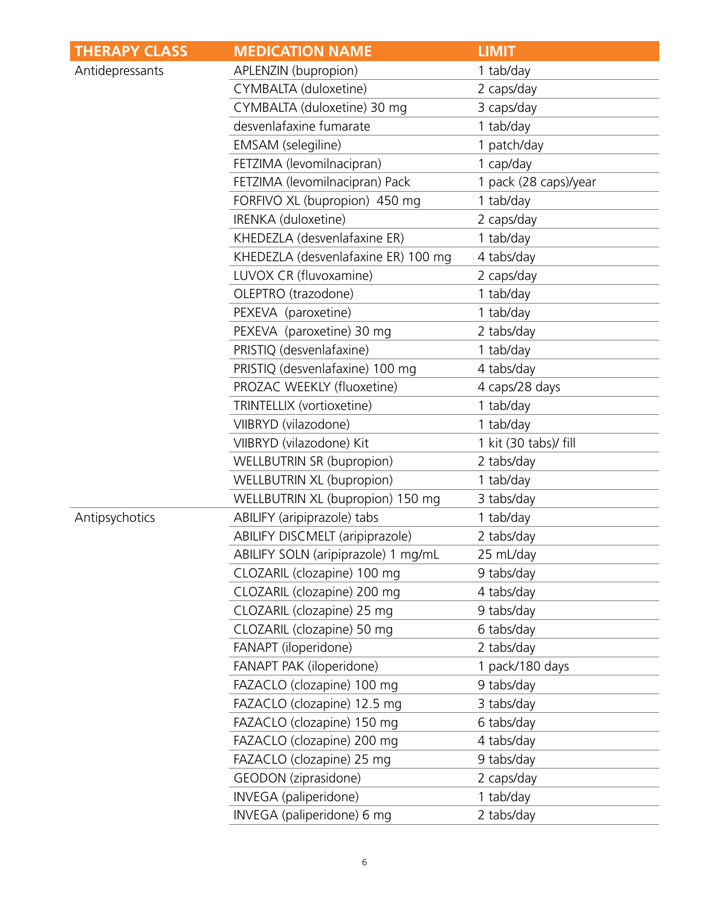| THERAPY CLASS | MEDICATION NAME | LIMIT |
|---|---|---|
| Antidepressants | APLENZIN (bupropion) | 1 tab/day |
| | CYMBALTA (duloxetine) | 2 caps/day |
| | CYMBALTA (duloxetine) 30 mg | 3 caps/day |
| | desvenlafaxine fumarate | 1 tab/day |
| | EMSAM (selegiline) | 1 patch/day |
| | FETZIMA (levomilnacipran) | 1 cap/day |
| | FETZIMA (levomilnacipran) Pack | 1 pack (28 caps)/year |
| | FORFIVO XL (bupropion) 450 mg | 1 tab/day |
| | IRENKA (duloxetine) | 2 caps/day |
| | KHEDEZLA (desvenlafaxine ER) | 1 tab/day |
| | KHEDEZLA (desvenlafaxine ER) 100 mg | 4 tabs/day |
| | LUVOX CR (fluvoxamine) | 2 caps/day |
| | OLEPTRO (trazodone) | 1 tab/day |
| | PEXEVA (paroxetine) | 1 tab/day |
| | PEXEVA (paroxetine) 30 mg | 2 tabs/day |
| | PRISTIQ (desvenlafaxine) | 1 tab/day |
| | PRISTIQ (desvenlafaxine) 100 mg | 4 tabs/day |
| | PROZAC WEEKLY (fluoxetine) | 4 caps/28 days |
| | TRINTELLIX (vortioxetine) | 1 tab/day |
| | VIIBRYD (vilazodone) | 1 tab/day |
| | VIIBRYD (vilazodone) Kit | 1 kit (30 tabs)/ fill |
| | WELLBUTRIN SR (bupropion) | 2 tabs/day |
| | WELLBUTRIN XL (bupropion) | 1 tab/day |
| | WELLBUTRIN XL (bupropion) 150 mg | 3 tabs/day |
| Antipsychotics | ABILIFY (aripiprazole) tabs | 1 tab/day |
| | ABILIFY DISCMELT (aripiprazole) | 2 tabs/day |
| | ABILIFY SOLN (aripiprazole) 1 mg/mL | 25 mL/day |
| | CLOZARIL (clozapine) 100 mg | 9 tabs/day |
| | CLOZARIL (clozapine) 200 mg | 4 tabs/day |
| | CLOZARIL (clozapine) 25 mg | 9 tabs/day |
| | CLOZARIL (clozapine) 50 mg | 6 tabs/day |
| | FANAPT (iloperidone) | 2 tabs/day |
| | FANAPT PAK (iloperidone) | 1 pack/180 days |
| | FAZACLO (clozapine) 100 mg | 9 tabs/day |
| | FAZACLO (clozapine) 12.5 mg | 3 tabs/day |
| | FAZACLO (clozapine) 150 mg | 6 tabs/day |
| | FAZACLO (clozapine) 200 mg | 4 tabs/day |
| | FAZACLO (clozapine) 25 mg | 9 tabs/day |
| | GEODON (ziprasidone) | 2 caps/day |
| | INVEGA (paliperidone) | 1 tab/day |
| | INVEGA (paliperidone) 6 mg | 2 tabs/day |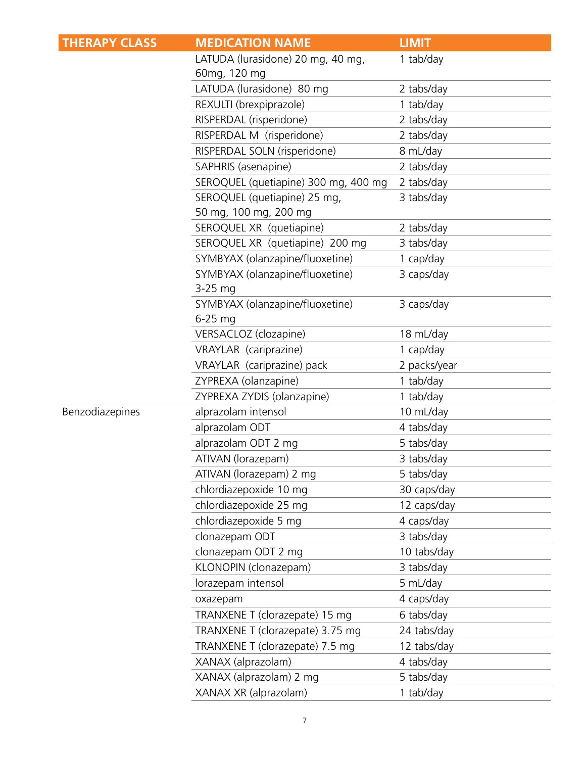| THERAPY CLASS | MEDICATION NAME | LIMIT |
| --- | --- | --- |
| | LATUDA (lurasidone) 20 mg, 40 mg, 60mg, 120 mg | 1 tab/day |
| | LATUDA (lurasidone) 80 mg | 2 tabs/day |
| | REXULTI (brexpiprazole) | 1 tab/day |
| | RISPERDAL (risperidone) | 2 tabs/day |
| | RISPERDAL M (risperidone) | 2 tabs/day |
| | RISPERDAL SOLN (risperidone) | 8 mL/day |
| | SAPHRIS (asenapine) | 2 tabs/day |
| | SEROQUEL (quetiapine) 300 mg, 400 mg | 2 tabs/day |
| | SEROQUEL (quetiapine) 25 mg, 50 mg, 100 mg, 200 mg | 3 tabs/day |
| | SEROQUEL XR (quetiapine) | 2 tabs/day |
| | SEROQUEL XR (quetiapine) 200 mg | 3 tabs/day |
| | SYMBYAX (olanzapine/fluoxetine) | 1 cap/day |
| | SYMBYAX (olanzapine/fluoxetine) 3-25 mg | 3 caps/day |
| | SYMBYAX (olanzapine/fluoxetine) 6-25 mg | 3 caps/day |
| | VERSACLOZ (clozapine) | 18 mL/day |
| | VRAYLAR (cariprazine) | 1 cap/day |
| | VRAYLAR (cariprazine) pack | 2 packs/year |
| | ZYPREXA (olanzapine) | 1 tab/day |
| | ZYPREXA ZYDIS (olanzapine) | 1 tab/day |
| Benzodiazepines | alprazolam intensol | 10 mL/day |
| | alprazolam ODT | 4 tabs/day |
| | alprazolam ODT 2 mg | 5 tabs/day |
| | ATIVAN (lorazepam) | 3 tabs/day |
| | ATIVAN (lorazepam) 2 mg | 5 tabs/day |
| | chlordiazepoxide 10 mg | 30 caps/day |
| | chlordiazepoxide 25 mg | 12 caps/day |
| | chlordiazepoxide 5 mg | 4 caps/day |
| | clonazepam ODT | 3 tabs/day |
| | clonazepam ODT 2 mg | 10 tabs/day |
| | KLONOPIN (clonazepam) | 3 tabs/day |
| | lorazepam intensol | 5 mL/day |
| | oxazepam | 4 caps/day |
| | TRANXENE T (clorazepate) 15 mg | 6 tabs/day |
| | TRANXENE T (clorazepate) 3.75 mg | 24 tabs/day |
| | TRANXENE T (clorazepate) 7.5 mg | 12 tabs/day |
| | XANAX (alprazolam) | 4 tabs/day |
| | XANAX (alprazolam) 2 mg | 5 tabs/day |
| | XANAX XR (alprazolam) | 1 tab/day |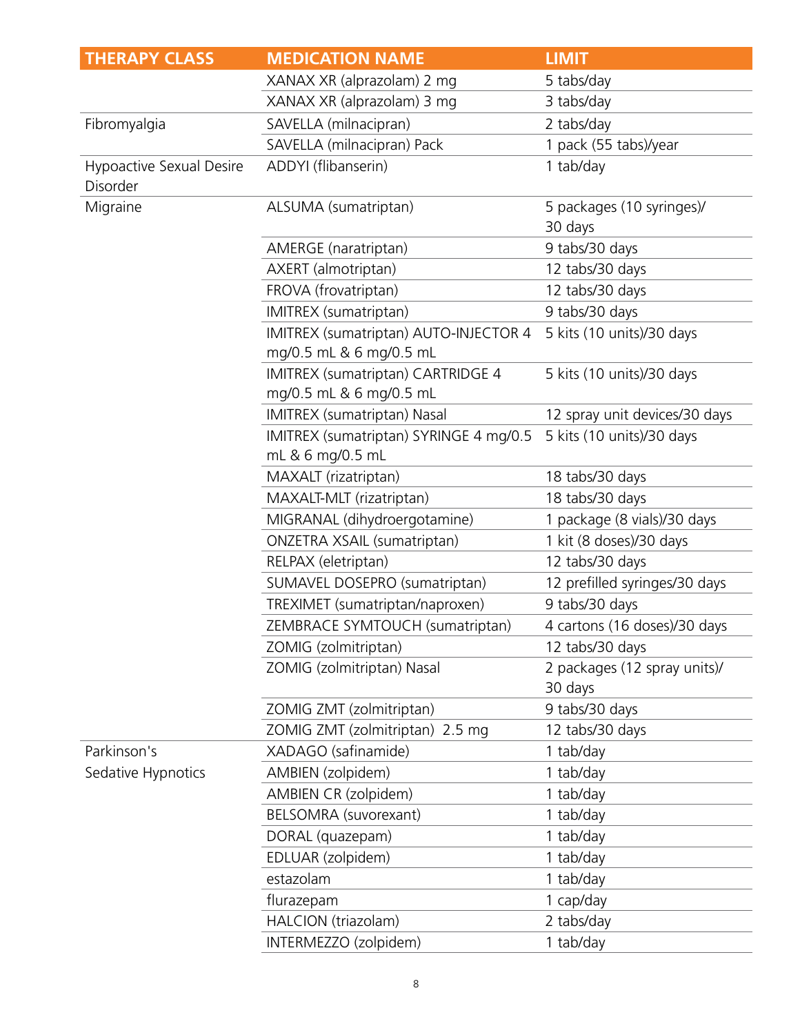| THERAPY CLASS | MEDICATION NAME | LIMIT |
|---|---|---|
| | XANAX XR (alprazolam) 2 mg | 5 tabs/day |
| | XANAX XR (alprazolam) 3 mg | 3 tabs/day |
| Fibromyalgia | SAVELLA (milnacipran) | 2 tabs/day |
| | SAVELLA (milnacipran) Pack | 1 pack (55 tabs)/year |
| Hypoactive Sexual Desire Disorder | ADDYI (flibanserin) | 1 tab/day |
| Migraine | ALSUMA (sumatriptan) | 5 packages (10 syringes)/ 30 days |
| | AMERGE (naratriptan) | 9 tabs/30 days |
| | AXERT (almotriptan) | 12 tabs/30 days |
| | FROVA (frovatriptan) | 12 tabs/30 days |
| | IMITREX (sumatriptan) | 9 tabs/30 days |
| | IMITREX (sumatriptan) AUTO-INJECTOR 4 mg/0.5 mL & 6 mg/0.5 mL | 5 kits (10 units)/30 days |
| | IMITREX (sumatriptan) CARTRIDGE 4 mg/0.5 mL & 6 mg/0.5 mL | 5 kits (10 units)/30 days |
| | IMITREX (sumatriptan) Nasal | 12 spray unit devices/30 days |
| | IMITREX (sumatriptan) SYRINGE 4 mg/0.5 mL & 6 mg/0.5 mL | 5 kits (10 units)/30 days |
| | MAXALT (rizatriptan) | 18 tabs/30 days |
| | MAXALT-MLT (rizatriptan) | 18 tabs/30 days |
| | MIGRANAL (dihydroergotamine) | 1 package (8 vials)/30 days |
| | ONZETRA XSAIL (sumatriptan) | 1 kit (8 doses)/30 days |
| | RELPAX (eletriptan) | 12 tabs/30 days |
| | SUMAVEL DOSEPRO (sumatriptan) | 12 prefilled syringes/30 days |
| | TREXIMET (sumatriptan/naproxen) | 9 tabs/30 days |
| | ZEMBRACE SYMTOUCH (sumatriptan) | 4 cartons (16 doses)/30 days |
| | ZOMIG (zolmitriptan) | 12 tabs/30 days |
| | ZOMIG (zolmitriptan) Nasal | 2 packages (12 spray units)/ 30 days |
| | ZOMIG ZMT (zolmitriptan) | 9 tabs/30 days |
| | ZOMIG ZMT (zolmitriptan) 2.5 mg | 12 tabs/30 days |
| Parkinson's | XADAGO (safinamide) | 1 tab/day |
| Sedative Hypnotics | AMBIEN (zolpidem) | 1 tab/day |
| | AMBIEN CR (zolpidem) | 1 tab/day |
| | BELSOMRA (suvorexant) | 1 tab/day |
| | DORAL (quazepam) | 1 tab/day |
| | EDLUAR (zolpidem) | 1 tab/day |
| | estazolam | 1 tab/day |
| | flurazepam | 1 cap/day |
| | HALCION (triazolam) | 2 tabs/day |
| | INTERMEZZO (zolpidem) | 1 tab/day |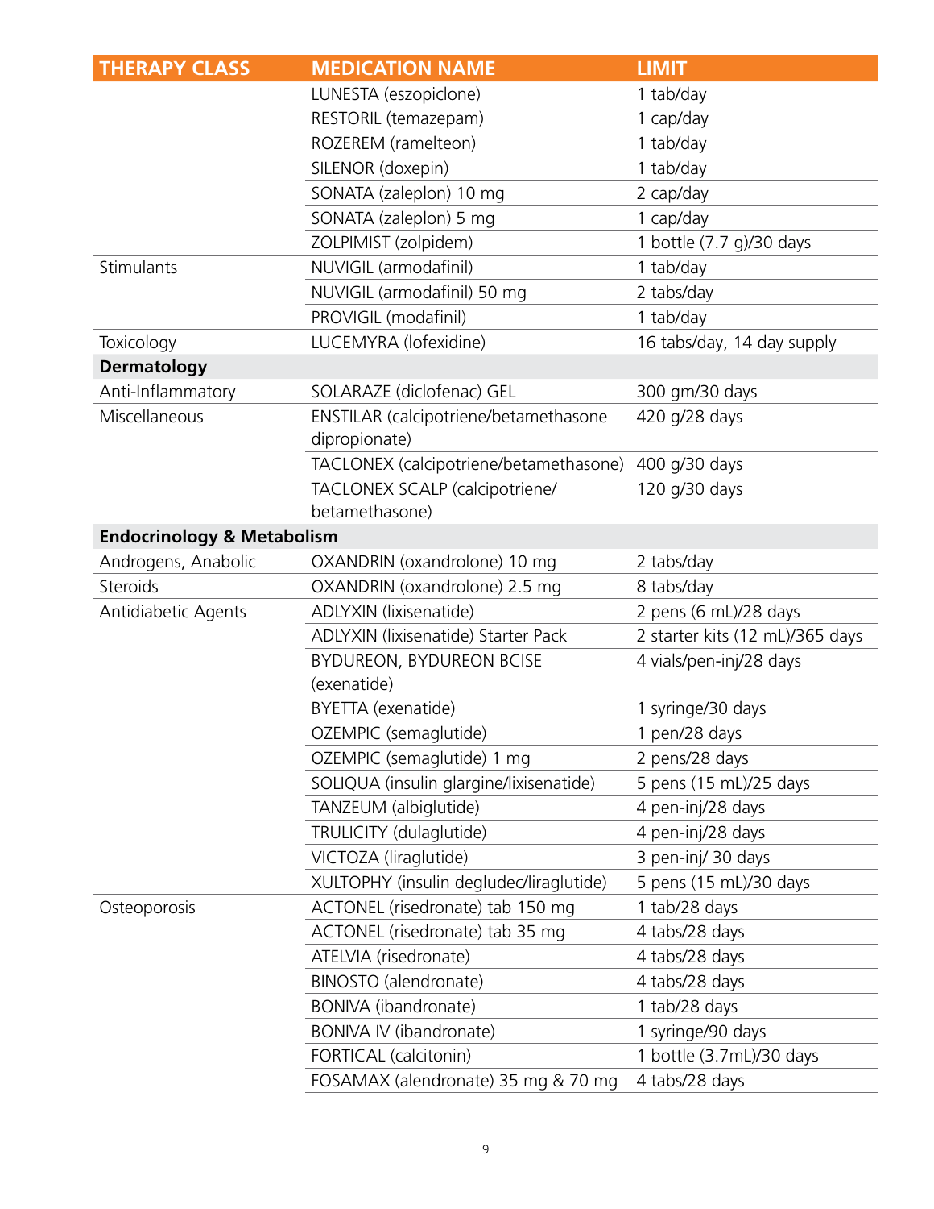| THERAPY CLASS | MEDICATION NAME | LIMIT |
|---|---|---|
| | LUNESTA (eszopiclone) | 1 tab/day |
| | RESTORIL (temazepam) | 1 cap/day |
| | ROZEREM (ramelteon) | 1 tab/day |
| | SILENOR (doxepin) | 1 tab/day |
| | SONATA (zaleplon) 10 mg | 2 cap/day |
| | SONATA (zaleplon) 5 mg | 1 cap/day |
| | ZOLPIMIST (zolpidem) | 1 bottle (7.7 g)/30 days |
| Stimulants | NUVIGIL (armodafinil) | 1 tab/day |
| | NUVIGIL (armodafinil) 50 mg | 2 tabs/day |
| | PROVIGIL (modafinil) | 1 tab/day |
| Toxicology | LUCEMYRA (lofexidine) | 16 tabs/day, 14 day supply |
| **Dermatology** | | |
| Anti-Inflammatory | SOLARAZE (diclofenac) GEL | 300 gm/30 days |
| Miscellaneous | ENSTILAR (calcipotriene/betamethasone dipropionate) | 420 g/28 days |
| | TACLONEX (calcipotriene/betamethasone) | 400 g/30 days |
| | TACLONEX SCALP (calcipotriene/ betamethasone) | 120 g/30 days |
| **Endocrinology & Metabolism** | | |
| Androgens, Anabolic | OXANDRIN (oxandrolone) 10 mg | 2 tabs/day |
| Steroids | OXANDRIN (oxandrolone) 2.5 mg | 8 tabs/day |
| Antidiabetic Agents | ADLYXIN (lixisenatide) | 2 pens (6 mL)/28 days |
| | ADLYXIN (lixisenatide) Starter Pack | 2 starter kits (12 mL)/365 days |
| | BYDUREON, BYDUREON BCISE (exenatide) | 4 vials/pen-inj/28 days |
| | BYETTA (exenatide) | 1 syringe/30 days |
| | OZEMPIC (semaglutide) | 1 pen/28 days |
| | OZEMPIC (semaglutide) 1 mg | 2 pens/28 days |
| | SOLIQUA (insulin glargine/lixisenatide) | 5 pens (15 mL)/25 days |
| | TANZEUM (albiglutide) | 4 pen-inj/28 days |
| | TRULICITY (dulaglutide) | 4 pen-inj/28 days |
| | VICTOZA (liraglutide) | 3 pen-inj/ 30 days |
| | XULTOPHY (insulin degludec/liraglutide) | 5 pens (15 mL)/30 days |
| Osteoporosis | ACTONEL (risedronate) tab 150 mg | 1 tab/28 days |
| | ACTONEL (risedronate) tab 35 mg | 4 tabs/28 days |
| | ATELVIA (risedronate) | 4 tabs/28 days |
| | BINOSTO (alendronate) | 4 tabs/28 days |
| | BONIVA (ibandronate) | 1 tab/28 days |
| | BONIVA IV (ibandronate) | 1 syringe/90 days |
| | FORTICAL (calcitonin) | 1 bottle (3.7mL)/30 days |
| | FOSAMAX (alendronate) 35 mg & 70 mg | 4 tabs/28 days |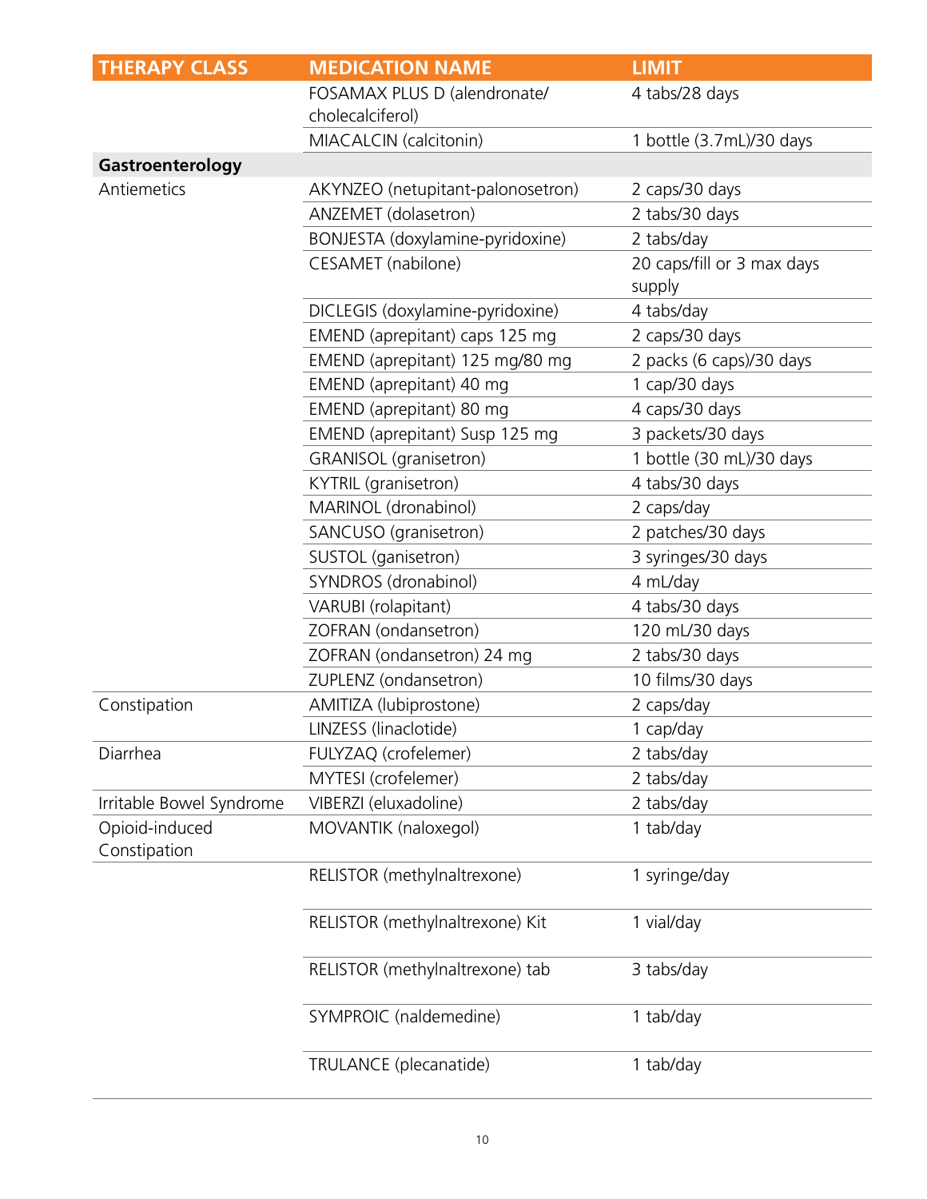| THERAPY CLASS | MEDICATION NAME | LIMIT |
|---|---|---|
| | FOSAMAX PLUS D (alendronate/ cholecalciferol) | 4 tabs/28 days |
| | MIACALCIN (calcitonin) | 1 bottle (3.7mL)/30 days |
| **Gastroenterology** | | |
| Antiemetics | AKYNZEO (netupitant-palonosetron) | 2 caps/30 days |
| | ANZEMET (dolasetron) | 2 tabs/30 days |
| | BONJESTA (doxylamine-pyridoxine) | 2 tabs/day |
| | CESAMET (nabilone) | 20 caps/fill or 3 max days supply |
| | DICLEGIS (doxylamine-pyridoxine) | 4 tabs/day |
| | EMEND (aprepitant) caps 125 mg | 2 caps/30 days |
| | EMEND (aprepitant) 125 mg/80 mg | 2 packs (6 caps)/30 days |
| | EMEND (aprepitant) 40 mg | 1 cap/30 days |
| | EMEND (aprepitant) 80 mg | 4 caps/30 days |
| | EMEND (aprepitant) Susp 125 mg | 3 packets/30 days |
| | GRANISOL (granisetron) | 1 bottle (30 mL)/30 days |
| | KYTRIL (granisetron) | 4 tabs/30 days |
| | MARINOL (dronabinol) | 2 caps/day |
| | SANCUSO (granisetron) | 2 patches/30 days |
| | SUSTOL (ganisetron) | 3 syringes/30 days |
| | SYNDROS (dronabinol) | 4 mL/day |
| | VARUBI (rolapitant) | 4 tabs/30 days |
| | ZOFRAN (ondansetron) | 120 mL/30 days |
| | ZOFRAN (ondansetron) 24 mg | 2 tabs/30 days |
| | ZUPLENZ (ondansetron) | 10 films/30 days |
| Constipation | AMITIZA (lubiprostone) | 2 caps/day |
| | LINZESS (linaclotide) | 1 cap/day |
| Diarrhea | FULYZAQ (crofelemer) | 2 tabs/day |
| | MYTESI (crofelemer) | 2 tabs/day |
| Irritable Bowel Syndrome | VIBERZI (eluxadoline) | 2 tabs/day |
| Opioid-induced Constipation | MOVANTIK (naloxegol) | 1 tab/day |
| | RELISTOR (methylnaltrexone) | 1 syringe/day |
| | RELISTOR (methylnaltrexone) Kit | 1 vial/day |
| | RELISTOR (methylnaltrexone) tab | 3 tabs/day |
| | SYMPROIC (naldemedine) | 1 tab/day |
| | TRULANCE (plecanatide) | 1 tab/day |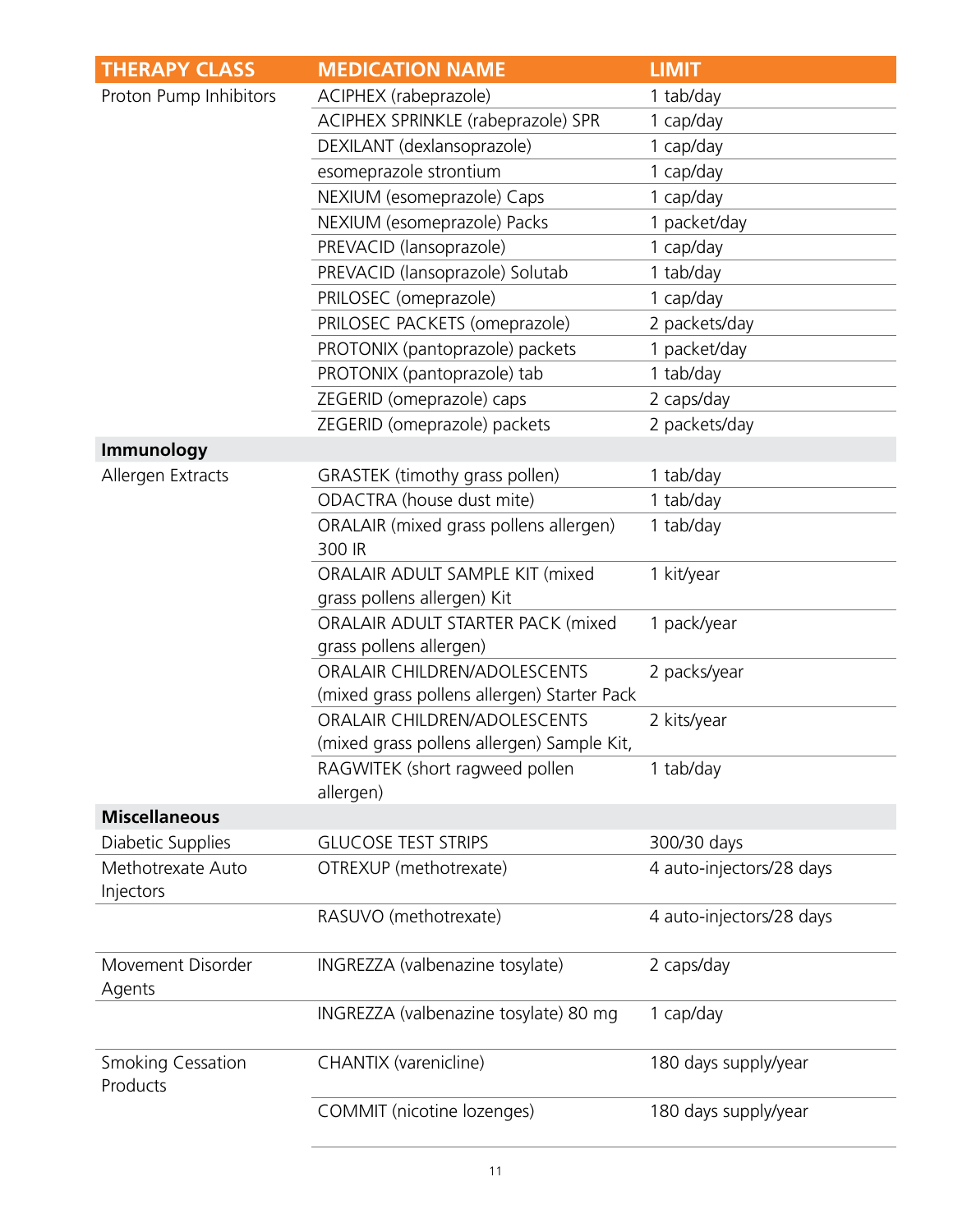| THERAPY CLASS | MEDICATION NAME | LIMIT |
|---|---|---|
| Proton Pump Inhibitors | ACIPHEX (rabeprazole) | 1 tab/day |
| | ACIPHEX SPRINKLE (rabeprazole) SPR | 1 cap/day |
| | DEXILANT (dexlansoprazole) | 1 cap/day |
| | esomeprazole strontium | 1 cap/day |
| | NEXIUM (esomeprazole) Caps | 1 cap/day |
| | NEXIUM (esomeprazole) Packs | 1 packet/day |
| | PREVACID (lansoprazole) | 1 cap/day |
| | PREVACID (lansoprazole) Solutab | 1 tab/day |
| | PRILOSEC (omeprazole) | 1 cap/day |
| | PRILOSEC PACKETS (omeprazole) | 2 packets/day |
| | PROTONIX (pantoprazole) packets | 1 packet/day |
| | PROTONIX (pantoprazole) tab | 1 tab/day |
| | ZEGERID (omeprazole) caps | 2 caps/day |
| | ZEGERID (omeprazole) packets | 2 packets/day |
| **Immunology** | | |
| Allergen Extracts | GRASTEK (timothy grass pollen) | 1 tab/day |
| | ODACTRA (house dust mite) | 1 tab/day |
| | ORALAIR (mixed grass pollens allergen) 300 IR | 1 tab/day |
| | ORALAIR ADULT SAMPLE KIT (mixed grass pollens allergen) Kit | 1 kit/year |
| | ORALAIR ADULT STARTER PACK (mixed grass pollens allergen) | 1 pack/year |
| | ORALAIR CHILDREN/ADOLESCENTS (mixed grass pollens allergen) Starter Pack | 2 packs/year |
| | ORALAIR CHILDREN/ADOLESCENTS (mixed grass pollens allergen) Sample Kit, | 2 kits/year |
| | RAGWITEK (short ragweed pollen allergen) | 1 tab/day |
| **Miscellaneous** | | |
| Diabetic Supplies | GLUCOSE TEST STRIPS | 300/30 days |
| Methotrexate Auto Injectors | OTREXUP (methotrexate) | 4 auto-injectors/28 days |
| | RASUVO (methotrexate) | 4 auto-injectors/28 days |
| Movement Disorder Agents | INGREZZA (valbenazine tosylate) | 2 caps/day |
| | INGREZZA (valbenazine tosylate) 80 mg | 1 cap/day |
| Smoking Cessation Products | CHANTIX (varenicline) | 180 days supply/year |
| | COMMIT (nicotine lozenges) | 180 days supply/year |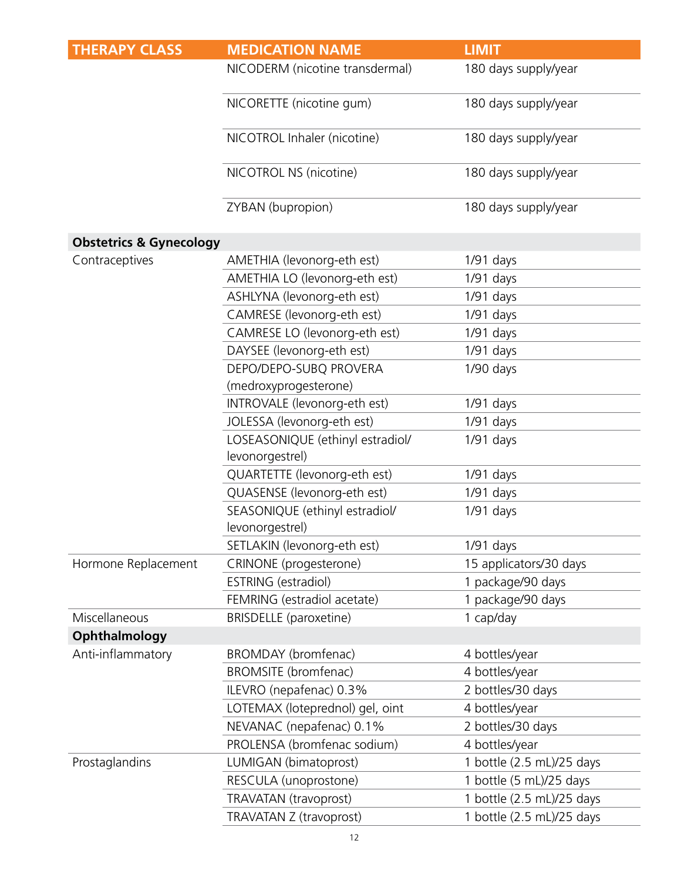| THERAPY CLASS | MEDICATION NAME | LIMIT |
|---|---|---|
| | NICODERM (nicotine transdermal) | 180 days supply/year |
| | NICORETTE (nicotine gum) | 180 days supply/year |
| | NICOTROL Inhaler (nicotine) | 180 days supply/year |
| | NICOTROL NS (nicotine) | 180 days supply/year |
| | ZYBAN (bupropion) | 180 days supply/year |
| **Obstetrics & Gynecology** | | |
| Contraceptives | AMETHIA (levonorg-eth est) | 1/91 days |
| | AMETHIA LO (levonorg-eth est) | 1/91 days |
| | ASHLYNA (levonorg-eth est) | 1/91 days |
| | CAMRESE (levonorg-eth est) | 1/91 days |
| | CAMRESE LO (levonorg-eth est) | 1/91 days |
| | DAYSEE (levonorg-eth est) | 1/91 days |
| | DEPO/DEPO-SUBQ PROVERA (medroxyprogesterone) | 1/90 days |
| | INTROVALE (levonorg-eth est) | 1/91 days |
| | JOLESSA (levonorg-eth est) | 1/91 days |
| | LOSEASONIQUE (ethinyl estradiol/ levonorgestrel) | 1/91 days |
| | QUARTETTE (levonorg-eth est) | 1/91 days |
| | QUASENSE (levonorg-eth est) | 1/91 days |
| | SEASONIQUE (ethinyl estradiol/ levonorgestrel) | 1/91 days |
| | SETLAKIN (levonorg-eth est) | 1/91 days |
| Hormone Replacement | CRINONE (progesterone) | 15 applicators/30 days |
| | ESTRING (estradiol) | 1 package/90 days |
| | FEMRING (estradiol acetate) | 1 package/90 days |
| Miscellaneous | BRISDELLE (paroxetine) | 1 cap/day |
| **Ophthalmology** | | |
| Anti-inflammatory | BROMDAY (bromfenac) | 4 bottles/year |
| | BROMSITE (bromfenac) | 4 bottles/year |
| | ILEVRO (nepafenac) 0.3% | 2 bottles/30 days |
| | LOTEMAX (loteprednol) gel, oint | 4 bottles/year |
| | NEVANAC (nepafenac) 0.1% | 2 bottles/30 days |
| | PROLENSA (bromfenac sodium) | 4 bottles/year |
| Prostaglandins | LUMIGAN (bimatoprost) | 1 bottle (2.5 mL)/25 days |
| | RESCULA (unoprostone) | 1 bottle (5 mL)/25 days |
| | TRAVATAN (travoprost) | 1 bottle (2.5 mL)/25 days |
| | TRAVATAN Z (travoprost) | 1 bottle (2.5 mL)/25 days |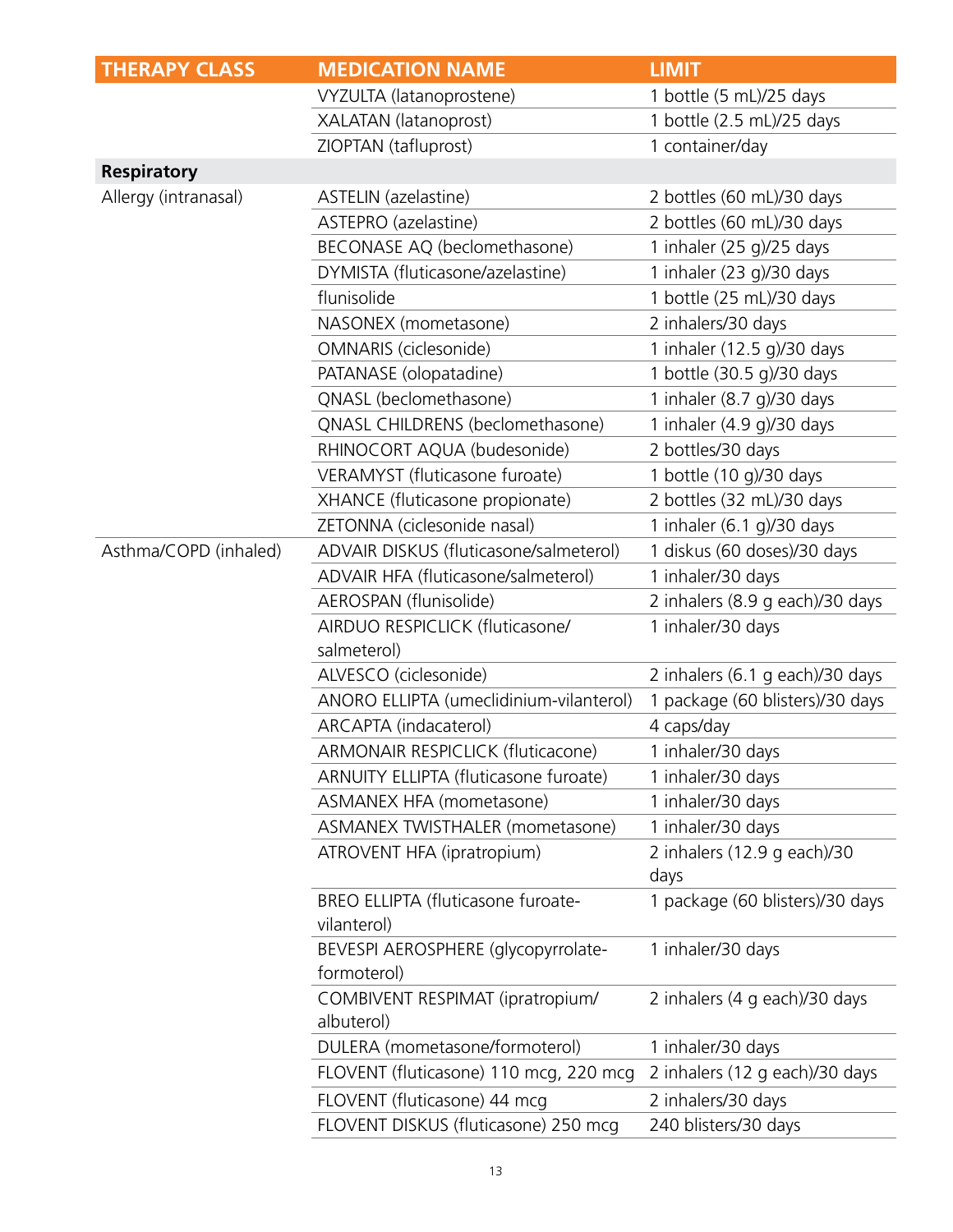| THERAPY CLASS | MEDICATION NAME | LIMIT |
|---|---|---|
| | VYZULTA (latanoprostene) | 1 bottle (5 mL)/25 days |
| | XALATAN (latanoprost) | 1 bottle (2.5 mL)/25 days |
| | ZIOPTAN (tafluprost) | 1 container/day |
| **Respiratory** | | |
| Allergy (intranasal) | ASTELIN (azelastine) | 2 bottles (60 mL)/30 days |
| | ASTEPRO (azelastine) | 2 bottles (60 mL)/30 days |
| | BECONASE AQ (beclomethasone) | 1 inhaler (25 g)/25 days |
| | DYMISTA (fluticasone/azelastine) | 1 inhaler (23 g)/30 days |
| | flunisolide | 1 bottle (25 mL)/30 days |
| | NASONEX (mometasone) | 2 inhalers/30 days |
| | OMNARIS (ciclesonide) | 1 inhaler (12.5 g)/30 days |
| | PATANASE (olopatadine) | 1 bottle (30.5 g)/30 days |
| | QNASL (beclomethasone) | 1 inhaler (8.7 g)/30 days |
| | QNASL CHILDRENS (beclomethasone) | 1 inhaler (4.9 g)/30 days |
| | RHINOCORT AQUA (budesonide) | 2 bottles/30 days |
| | VERAMYST (fluticasone furoate) | 1 bottle (10 g)/30 days |
| | XHANCE (fluticasone propionate) | 2 bottles (32 mL)/30 days |
| | ZETONNA (ciclesonide nasal) | 1 inhaler (6.1 g)/30 days |
| Asthma/COPD (inhaled) | ADVAIR DISKUS (fluticasone/salmeterol) | 1 diskus (60 doses)/30 days |
| | ADVAIR HFA (fluticasone/salmeterol) | 1 inhaler/30 days |
| | AEROSPAN (flunisolide) | 2 inhalers (8.9 g each)/30 days |
| | AIRDUO RESPICLICK (fluticasone/salmeterol) | 1 inhaler/30 days |
| | ALVESCO (ciclesonide) | 2 inhalers (6.1 g each)/30 days |
| | ANORO ELLIPTA (umeclidinium-vilanterol) | 1 package (60 blisters)/30 days |
| | ARCAPTA (indacaterol) | 4 caps/day |
| | ARMONAIR RESPICLICK (fluticacone) | 1 inhaler/30 days |
| | ARNUITY ELLIPTA (fluticasone furoate) | 1 inhaler/30 days |
| | ASMANEX HFA (mometasone) | 1 inhaler/30 days |
| | ASMANEX TWISTHALER (mometasone) | 1 inhaler/30 days |
| | ATROVENT HFA (ipratropium) | 2 inhalers (12.9 g each)/30 days |
| | BREO ELLIPTA (fluticasone furoate-vilanterol) | 1 package (60 blisters)/30 days |
| | BEVESPI AEROSPHERE (glycopyrrolate-formoterol) | 1 inhaler/30 days |
| | COMBIVENT RESPIMAT (ipratropium/albuterol) | 2 inhalers (4 g each)/30 days |
| | DULERA (mometasone/formoterol) | 1 inhaler/30 days |
| | FLOVENT (fluticasone) 110 mcg, 220 mcg | 2 inhalers (12 g each)/30 days |
| | FLOVENT (fluticasone) 44 mcg | 2 inhalers/30 days |
| | FLOVENT DISKUS (fluticasone) 250 mcg | 240 blisters/30 days |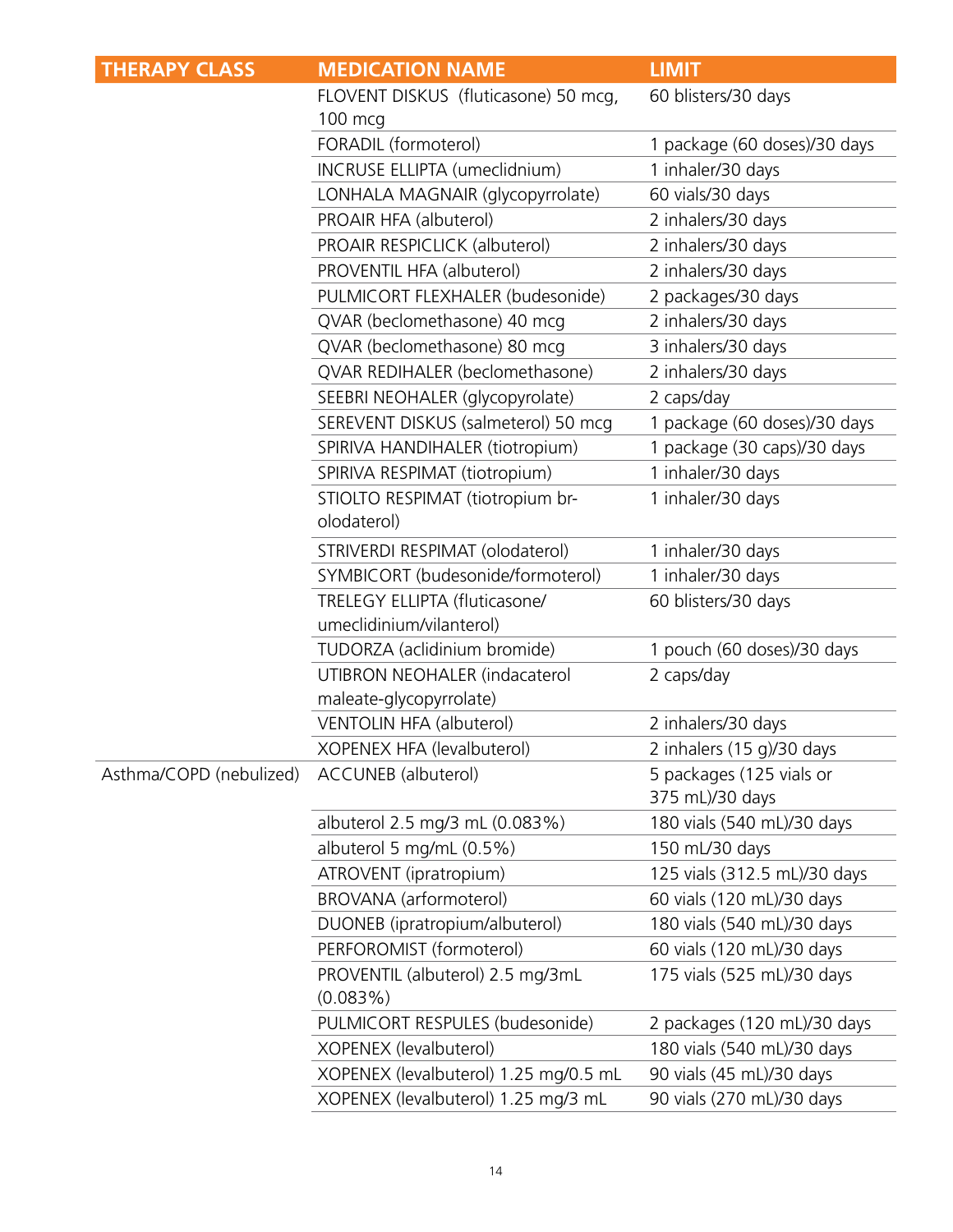| THERAPY CLASS | MEDICATION NAME | LIMIT |
|---|---|---|
| | FLOVENT DISKUS (fluticasone) 50 mcg, 100 mcg | 60 blisters/30 days |
| | FORADIL (formoterol) | 1 package (60 doses)/30 days |
| | INCRUSE ELLIPTA (umeclidnium) | 1 inhaler/30 days |
| | LONHALA MAGNAIR (glycopyrrolate) | 60 vials/30 days |
| | PROAIR HFA (albuterol) | 2 inhalers/30 days |
| | PROAIR RESPICLICK (albuterol) | 2 inhalers/30 days |
| | PROVENTIL HFA (albuterol) | 2 inhalers/30 days |
| | PULMICORT FLEXHALER (budesonide) | 2 packages/30 days |
| | QVAR (beclomethasone) 40 mcg | 2 inhalers/30 days |
| | QVAR (beclomethasone) 80 mcg | 3 inhalers/30 days |
| | QVAR REDIHALER (beclomethasone) | 2 inhalers/30 days |
| | SEEBRI NEOHALER (glycopyrolate) | 2 caps/day |
| | SEREVENT DISKUS (salmeterol) 50 mcg | 1 package (60 doses)/30 days |
| | SPIRIVA HANDIHALER (tiotropium) | 1 package (30 caps)/30 days |
| | SPIRIVA RESPIMAT (tiotropium) | 1 inhaler/30 days |
| | STIOLTO RESPIMAT (tiotropium br-olodaterol) | 1 inhaler/30 days |
| | STRIVERDI RESPIMAT (olodaterol) | 1 inhaler/30 days |
| | SYMBICORT (budesonide/formoterol) | 1 inhaler/30 days |
| | TRELEGY ELLIPTA (fluticasone/umeclidinium/vilanterol) | 60 blisters/30 days |
| | TUDORZA (aclidinium bromide) | 1 pouch (60 doses)/30 days |
| | UTIBRON NEOHALER (indacaterol maleate-glycopyrrolate) | 2 caps/day |
| | VENTOLIN HFA (albuterol) | 2 inhalers/30 days |
| | XOPENEX HFA (levalbuterol) | 2 inhalers (15 g)/30 days |
| Asthma/COPD (nebulized) | ACCUNEB (albuterol) | 5 packages (125 vials or 375 mL)/30 days |
| | albuterol 2.5 mg/3 mL (0.083%) | 180 vials (540 mL)/30 days |
| | albuterol 5 mg/mL (0.5%) | 150 mL/30 days |
| | ATROVENT (ipratropium) | 125 vials (312.5 mL)/30 days |
| | BROVANA (arformoterol) | 60 vials (120 mL)/30 days |
| | DUONEB (ipratropium/albuterol) | 180 vials (540 mL)/30 days |
| | PERFOROMIST (formoterol) | 60 vials (120 mL)/30 days |
| | PROVENTIL (albuterol) 2.5 mg/3mL (0.083%) | 175 vials (525 mL)/30 days |
| | PULMICORT RESPULES (budesonide) | 2 packages (120 mL)/30 days |
| | XOPENEX (levalbuterol) | 180 vials (540 mL)/30 days |
| | XOPENEX (levalbuterol) 1.25 mg/0.5 mL | 90 vials (45 mL)/30 days |
| | XOPENEX (levalbuterol) 1.25 mg/3 mL | 90 vials (270 mL)/30 days |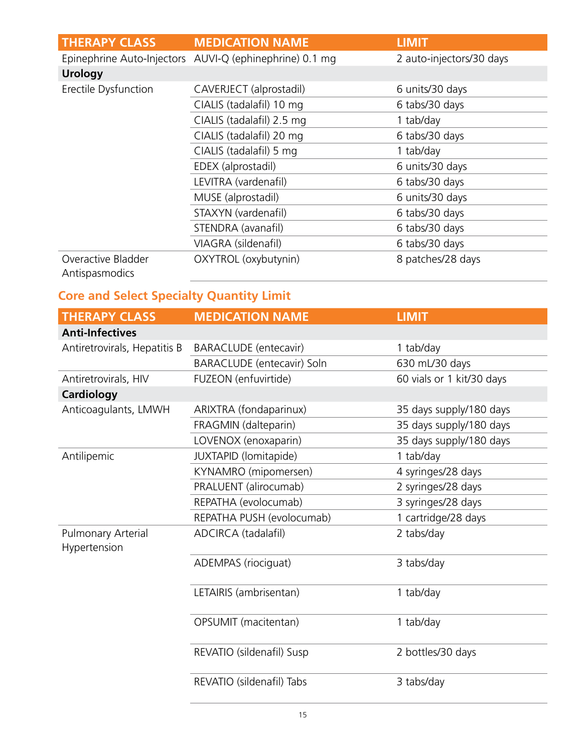| THERAPY CLASS | MEDICATION NAME | LIMIT |
|---|---|---|
| Epinephrine Auto-Injectors | AUVI-Q (ephinephrine) 0.1 mg | 2 auto-injectors/30 days |
| **Urology** | | |
| Erectile Dysfunction | CAVERJECT (alprostadil) | 6 units/30 days |
| | CIALIS (tadalafil) 10 mg | 6 tabs/30 days |
| | CIALIS (tadalafil) 2.5 mg | 1 tab/day |
| | CIALIS (tadalafil) 20 mg | 6 tabs/30 days |
| | CIALIS (tadalafil) 5 mg | 1 tab/day |
| | EDEX (alprostadil) | 6 units/30 days |
| | LEVITRA (vardenafil) | 6 tabs/30 days |
| | MUSE (alprostadil) | 6 units/30 days |
| | STAXYN (vardenafil) | 6 tabs/30 days |
| | STENDRA (avanafil) | 6 tabs/30 days |
| | VIAGRA (sildenafil) | 6 tabs/30 days |
| Overactive Bladder Antispasmodics | OXYTROL (oxybutynin) | 8 patches/28 days |

## Core and Select Specialty Quantity Limit

| THERAPY CLASS | MEDICATION NAME | LIMIT |
|---|---|---|
| **Anti-Infectives** | | |
| Antiretrovirals, Hepatitis B | BARACLUDE (entecavir) | 1 tab/day |
| | BARACLUDE (entecavir) Soln | 630 mL/30 days |
| Antiretrovirals, HIV | FUZEON (enfuvirtide) | 60 vials or 1 kit/30 days |
| **Cardiology** | | |
| Anticoagulants, LMWH | ARIXTRA (fondaparinux) | 35 days supply/180 days |
| | FRAGMIN (dalteparin) | 35 days supply/180 days |
| | LOVENOX (enoxaparin) | 35 days supply/180 days |
| Antilipemic | JUXTAPID (lomitapide) | 1 tab/day |
| | KYNAMRO (mipomersen) | 4 syringes/28 days |
| | PRALUENT (alirocumab) | 2 syringes/28 days |
| | REPATHA (evolocumab) | 3 syringes/28 days |
| | REPATHA PUSH (evolocumab) | 1 cartridge/28 days |
| Pulmonary Arterial Hypertension | ADCIRCA (tadalafil) | 2 tabs/day |
| | ADEMPAS (riociguat) | 3 tabs/day |
| | LETAIRIS (ambrisentan) | 1 tab/day |
| | OPSUMIT (macitentan) | 1 tab/day |
| | REVATIO (sildenafil) Susp | 2 bottles/30 days |
| | REVATIO (sildenafil) Tabs | 3 tabs/day |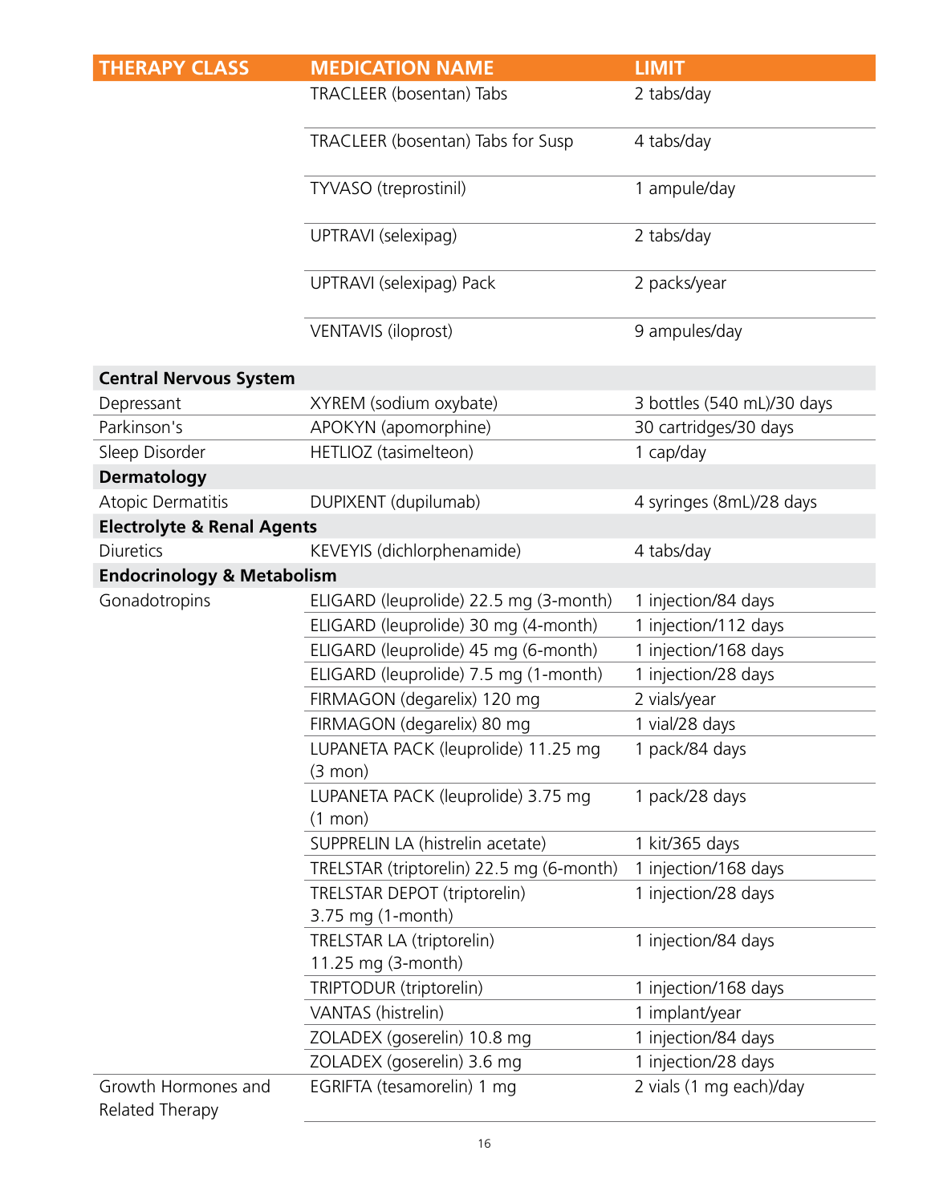| THERAPY CLASS | MEDICATION NAME | LIMIT |
| --- | --- | --- |
| | TRACLEER (bosentan) Tabs | 2 tabs/day |
| | TRACLEER (bosentan) Tabs for Susp | 4 tabs/day |
| | TYVASO (treprostinil) | 1 ampule/day |
| | UPTRAVI (selexipag) | 2 tabs/day |
| | UPTRAVI (selexipag) Pack | 2 packs/year |
| | VENTAVIS (iloprost) | 9 ampules/day |
| **Central Nervous System** | | |
| Depressant | XYREM (sodium oxybate) | 3 bottles (540 mL)/30 days |
| Parkinson's | APOKYN (apomorphine) | 30 cartridges/30 days |
| Sleep Disorder | HETLIOZ (tasimelteon) | 1 cap/day |
| **Dermatology** | | |
| Atopic Dermatitis | DUPIXENT (dupilumab) | 4 syringes (8mL)/28 days |
| **Electrolyte & Renal Agents** | | |
| Diuretics | KEVEYIS (dichlorphenamide) | 4 tabs/day |
| **Endocrinology & Metabolism** | | |
| Gonadotropins | ELIGARD (leuprolide) 22.5 mg (3-month) | 1 injection/84 days |
| | ELIGARD (leuprolide) 30 mg (4-month) | 1 injection/112 days |
| | ELIGARD (leuprolide) 45 mg (6-month) | 1 injection/168 days |
| | ELIGARD (leuprolide) 7.5 mg (1-month) | 1 injection/28 days |
| | FIRMAGON (degarelix) 120 mg | 2 vials/year |
| | FIRMAGON (degarelix) 80 mg | 1 vial/28 days |
| | LUPANETA PACK (leuprolide) 11.25 mg (3 mon) | 1 pack/84 days |
| | LUPANETA PACK (leuprolide) 3.75 mg (1 mon) | 1 pack/28 days |
| | SUPPRELIN LA (histrelin acetate) | 1 kit/365 days |
| | TRELSTAR (triptorelin) 22.5 mg (6-month) | 1 injection/168 days |
| | TRELSTAR DEPOT (triptorelin) 3.75 mg (1-month) | 1 injection/28 days |
| | TRELSTAR LA (triptorelin) 11.25 mg (3-month) | 1 injection/84 days |
| | TRIPTODUR (triptorelin) | 1 injection/168 days |
| | VANTAS (histrelin) | 1 implant/year |
| | ZOLADEX (goserelin) 10.8 mg | 1 injection/84 days |
| | ZOLADEX (goserelin) 3.6 mg | 1 injection/28 days |
| Growth Hormones and Related Therapy | EGRIFTA (tesamorelin) 1 mg | 2 vials (1 mg each)/day |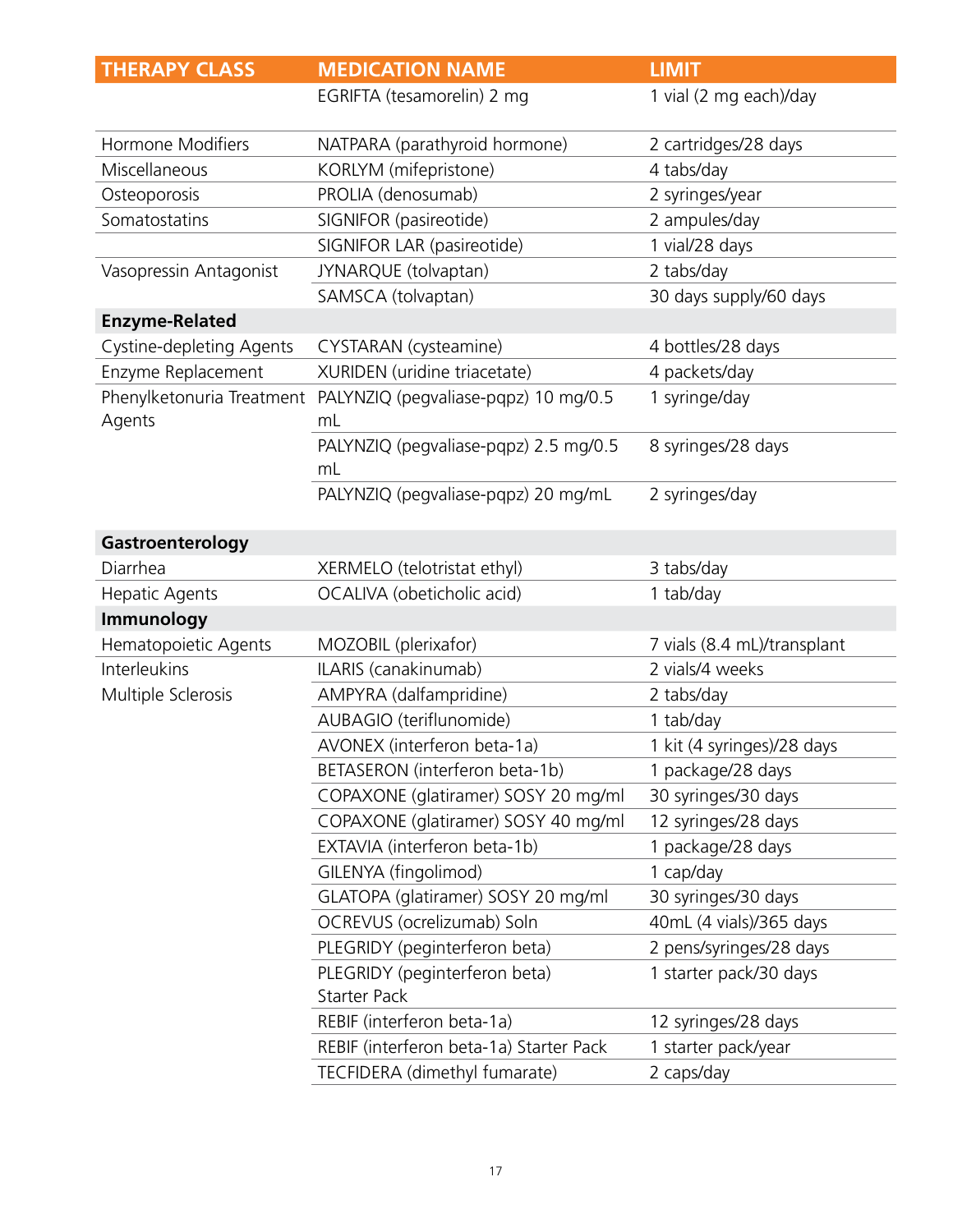| THERAPY CLASS | MEDICATION NAME | LIMIT |
|---|---|---|
| | EGRIFTA (tesamorelin) 2 mg | 1 vial (2 mg each)/day |
| Hormone Modifiers | NATPARA (parathyroid hormone) | 2 cartridges/28 days |
| Miscellaneous | KORLYM (mifepristone) | 4 tabs/day |
| Osteoporosis | PROLIA (denosumab) | 2 syringes/year |
| Somatostatins | SIGNIFOR (pasireotide) | 2 ampules/day |
| | SIGNIFOR LAR (pasireotide) | 1 vial/28 days |
| Vasopressin Antagonist | JYNARQUE (tolvaptan) | 2 tabs/day |
| | SAMSCA (tolvaptan) | 30 days supply/60 days |
| **Enzyme-Related** | | |
| Cystine-depleting Agents | CYSTARAN (cysteamine) | 4 bottles/28 days |
| Enzyme Replacement | XURIDEN (uridine triacetate) | 4 packets/day |
| Phenylketonuria Treatment Agents | PALYNZIQ (pegvaliase-pqpz) 10 mg/0.5 mL | 1 syringe/day |
| | PALYNZIQ (pegvaliase-pqpz) 2.5 mg/0.5 mL | 8 syringes/28 days |
| | PALYNZIQ (pegvaliase-pqpz) 20 mg/mL | 2 syringes/day |
| **Gastroenterology** | | |
| Diarrhea | XERMELO (telotristat ethyl) | 3 tabs/day |
| Hepatic Agents | OCALIVA (obeticholic acid) | 1 tab/day |
| **Immunology** | | |
| Hematopoietic Agents | MOZOBIL (plerixafor) | 7 vials (8.4 mL)/transplant |
| Interleukins | ILARIS (canakinumab) | 2 vials/4 weeks |
| Multiple Sclerosis | AMPYRA (dalfampridine) | 2 tabs/day |
| | AUBAGIO (teriflunomide) | 1 tab/day |
| | AVONEX (interferon beta-1a) | 1 kit (4 syringes)/28 days |
| | BETASERON (interferon beta-1b) | 1 package/28 days |
| | COPAXONE (glatiramer) SOSY 20 mg/ml | 30 syringes/30 days |
| | COPAXONE (glatiramer) SOSY 40 mg/ml | 12 syringes/28 days |
| | EXTAVIA (interferon beta-1b) | 1 package/28 days |
| | GILENYA (fingolimod) | 1 cap/day |
| | GLATOPA (glatiramer) SOSY 20 mg/ml | 30 syringes/30 days |
| | OCREVUS (ocrelizumab) Soln | 40mL (4 vials)/365 days |
| | PLEGRIDY (peginterferon beta) | 2 pens/syringes/28 days |
| | PLEGRIDY (peginterferon beta) Starter Pack | 1 starter pack/30 days |
| | REBIF (interferon beta-1a) | 12 syringes/28 days |
| | REBIF (interferon beta-1a) Starter Pack | 1 starter pack/year |
| | TECFIDERA (dimethyl fumarate) | 2 caps/day |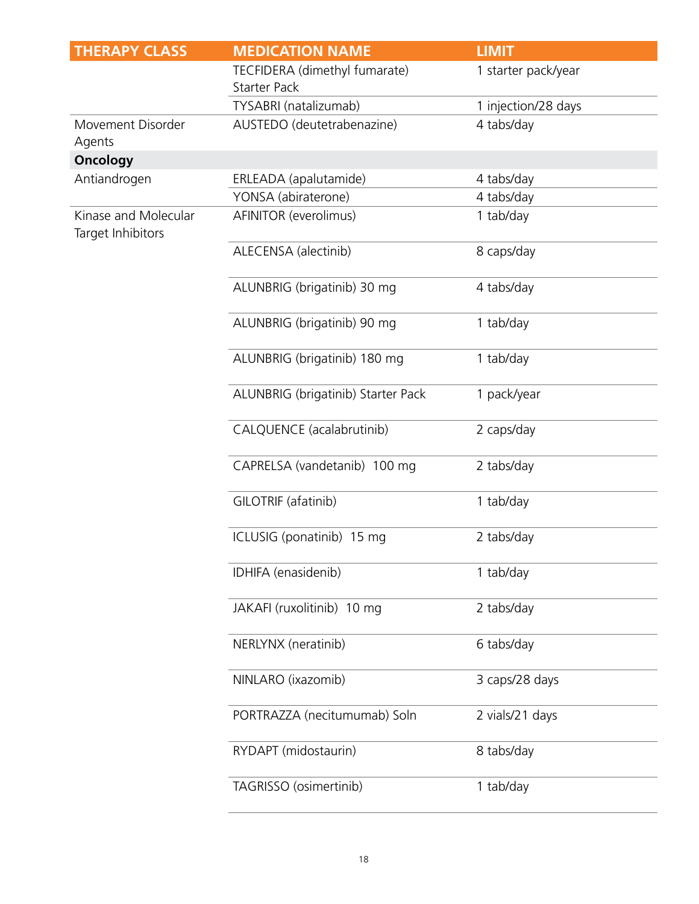| THERAPY CLASS | MEDICATION NAME | LIMIT |
|---|---|---|
| | TECFIDERA (dimethyl fumarate) Starter Pack | 1 starter pack/year |
| | TYSABRI (natalizumab) | 1 injection/28 days |
| Movement Disorder Agents | AUSTEDO (deutetrabenazine) | 4 tabs/day |
| **Oncology** | | |
| Antiandrogen | ERLEADA (apalutamide) | 4 tabs/day |
| | YONSA (abiraterone) | 4 tabs/day |
| Kinase and Molecular Target Inhibitors | AFINITOR (everolimus) | 1 tab/day |
| | ALECENSA (alectinib) | 8 caps/day |
| | ALUNBRIG (brigatinib) 30 mg | 4 tabs/day |
| | ALUNBRIG (brigatinib) 90 mg | 1 tab/day |
| | ALUNBRIG (brigatinib) 180 mg | 1 tab/day |
| | ALUNBRIG (brigatinib) Starter Pack | 1 pack/year |
| | CALQUENCE (acalabrutinib) | 2 caps/day |
| | CAPRELSA (vandetanib) 100 mg | 2 tabs/day |
| | GILOTRIF (afatinib) | 1 tab/day |
| | ICLUSIG (ponatinib) 15 mg | 2 tabs/day |
| | IDHIFA (enasidenib) | 1 tab/day |
| | JAKAFI (ruxolitinib) 10 mg | 2 tabs/day |
| | NERLYNX (neratinib) | 6 tabs/day |
| | NINLARO (ixazomib) | 3 caps/28 days |
| | PORTRAZZA (necitumumab) Soln | 2 vials/21 days |
| | RYDAPT (midostaurin) | 8 tabs/day |
| | TAGRISSO (osimertinib) | 1 tab/day |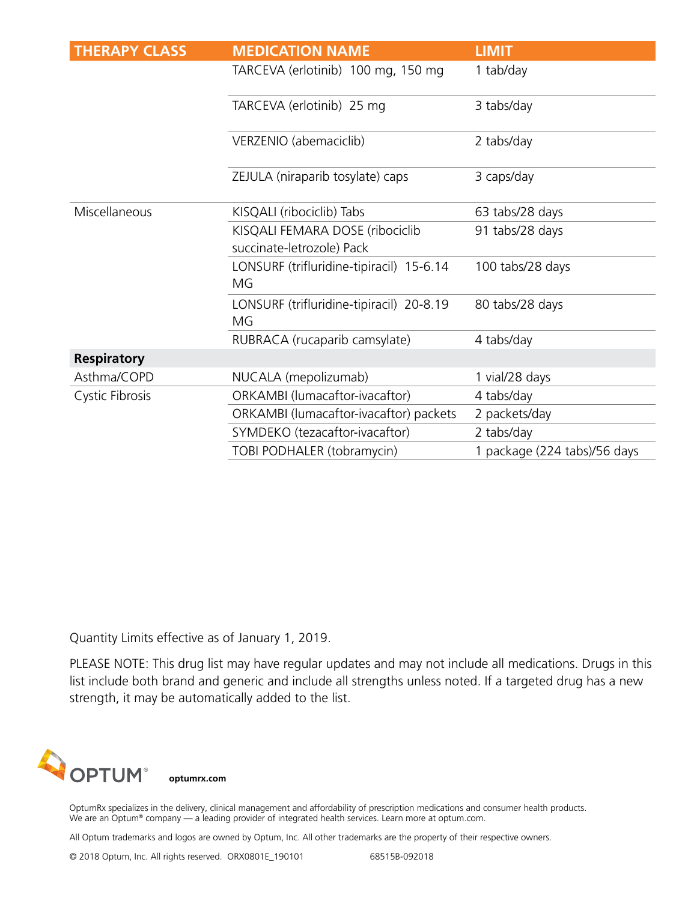| THERAPY CLASS | MEDICATION NAME | LIMIT |
|---|---|---|
| | TARCEVA (erlotinib) 100 mg, 150 mg | 1 tab/day |
| | TARCEVA (erlotinib) 25 mg | 3 tabs/day |
| | VERZENIO (abemaciclib) | 2 tabs/day |
| | ZEJULA (niraparib tosylate) caps | 3 caps/day |
| Miscellaneous | KISQALI (ribociclib) Tabs | 63 tabs/28 days |
| | KISQALI FEMARA DOSE (ribociclib succinate-letrozole) Pack | 91 tabs/28 days |
| | LONSURF (trifluridine-tipiracil) 15-6.14 MG | 100 tabs/28 days |
| | LONSURF (trifluridine-tipiracil) 20-8.19 MG | 80 tabs/28 days |
| | RUBRACA (rucaparib camsylate) | 4 tabs/day |
| **Respiratory** | | |
| Asthma/COPD | NUCALA (mepolizumab) | 1 vial/28 days |
| Cystic Fibrosis | ORKAMBI (lumacaftor-ivacaftor) | 4 tabs/day |
| | ORKAMBI (lumacaftor-ivacaftor) packets | 2 packets/day |
| | SYMDEKO (tezacaftor-ivacaftor) | 2 tabs/day |
| | TOBI PODHALER (tobramycin) | 1 package (224 tabs)/56 days |

Quantity Limits effective as of January 1, 2019.

PLEASE NOTE: This drug list may have regular updates and may not include all medications. Drugs in this list include both brand and generic and include all strengths unless noted. If a targeted drug has a new strength, it may be automatically added to the list.

OPTUM®

**optumrx.com**

OptumRx specializes in the delivery, clinical management and affordability of prescription medications and consumer health products. We are an Optum® company — a leading provider of integrated health services. Learn more at optum.com.

All Optum trademarks and logos are owned by Optum, Inc. All other trademarks are the property of their respective owners.

© 2018 Optum, Inc. All rights reserved. ORX0801E_190101 68515B-092018